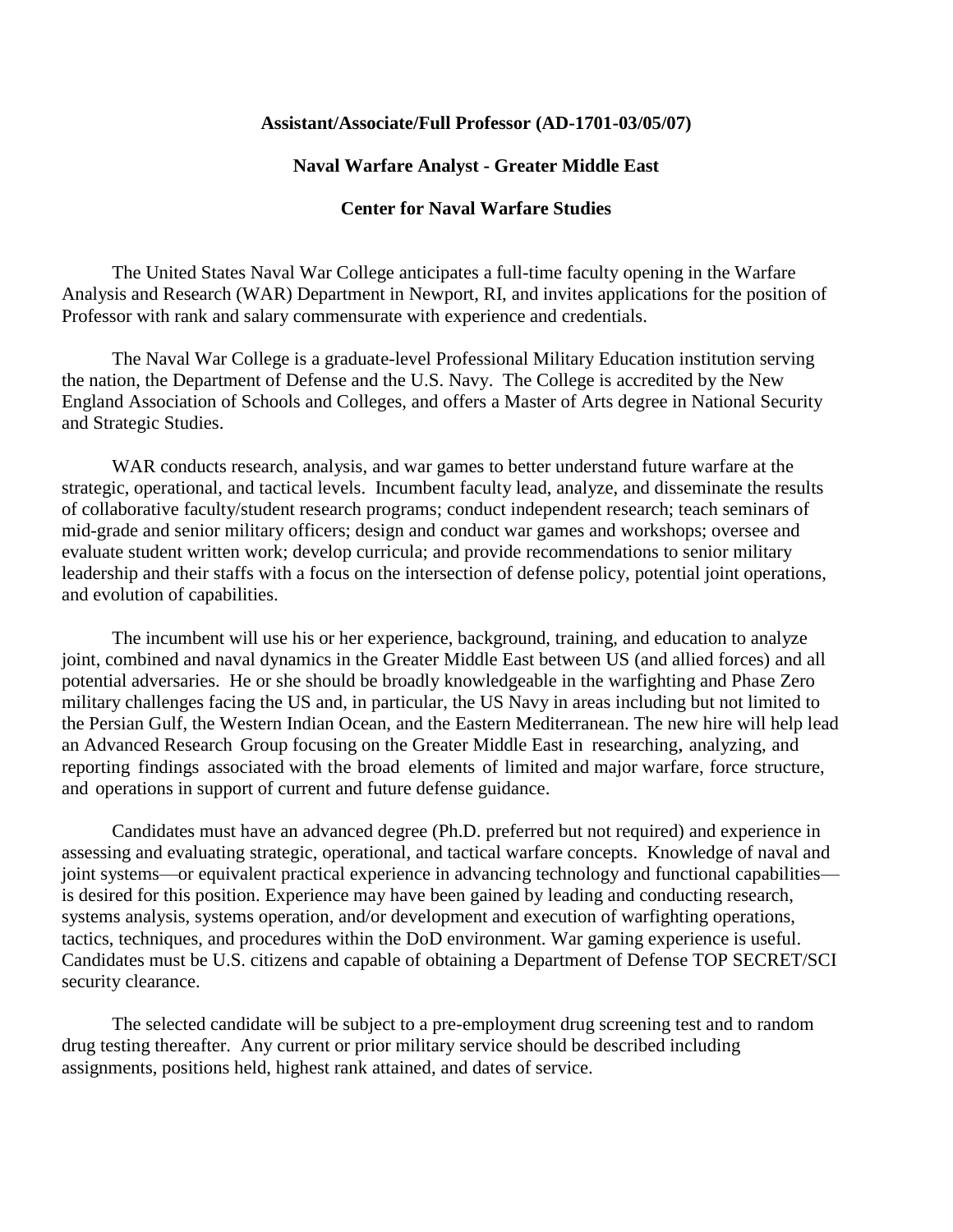**Assistant/Associate/Full Professor (AD-1701-03/05/07)**

**Naval Warfare Analyst - Greater Middle East**

**Center for Naval Warfare Studies**

The United States Naval War College anticipates a full-time faculty opening in the Warfare Analysis and Research (WAR) Department in Newport, RI, and invites applications for the position of Professor with rank and salary commensurate with experience and credentials.

The Naval War College is a graduate-level Professional Military Education institution serving the nation, the Department of Defense and the U.S. Navy. The College is accredited by the New England Association of Schools and Colleges, and offers a Master of Arts degree in National Security and Strategic Studies.

WAR conducts research, analysis, and war games to better understand future warfare at the strategic, operational, and tactical levels. Incumbent faculty lead, analyze, and disseminate the results of collaborative faculty/student research programs; conduct independent research; teach seminars of mid-grade and senior military officers; design and conduct war games and workshops; oversee and evaluate student written work; develop curricula; and provide recommendations to senior military leadership and their staffs with a focus on the intersection of defense policy, potential joint operations, and evolution of capabilities.

The incumbent will use his or her experience, background, training, and education to analyze joint, combined and naval dynamics in the Greater Middle East between US (and allied forces) and all potential adversaries. He or she should be broadly knowledgeable in the warfighting and Phase Zero military challenges facing the US and, in particular, the US Navy in areas including but not limited to the Persian Gulf, the Western Indian Ocean, and the Eastern Mediterranean. The new hire will help lead an Advanced Research Group focusing on the Greater Middle East in researching, analyzing, and reporting findings associated with the broad elements of limited and major warfare, force structure, and operations in support of current and future defense guidance.

Candidates must have an advanced degree (Ph.D. preferred but not required) and experience in assessing and evaluating strategic, operational, and tactical warfare concepts. Knowledge of naval and joint systems—or equivalent practical experience in advancing technology and functional capabilities—is desired for this position. Experience may have been gained by leading and conducting research, systems analysis, systems operation, and/or development and execution of warfighting operations, tactics, techniques, and procedures within the DoD environment. War gaming experience is useful. Candidates must be U.S. citizens and capable of obtaining a Department of Defense TOP SECRET/SCI security clearance.

The selected candidate will be subject to a pre-employment drug screening test and to random drug testing thereafter. Any current or prior military service should be described including assignments, positions held, highest rank attained, and dates of service.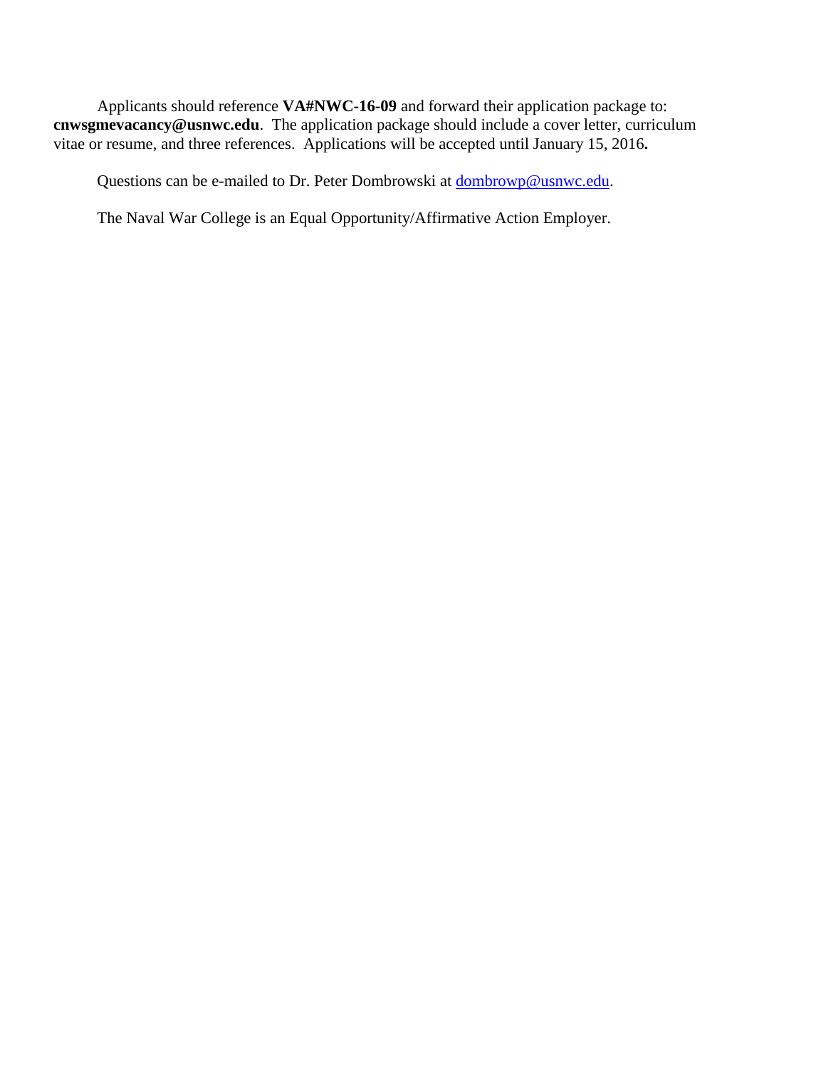Applicants should reference **VA#NWC-16-09** and forward their application package to: **cnwsgmevacancy@usnwc.edu**. The application package should include a cover letter, curriculum vitae or resume, and three references. Applications will be accepted until January 15, 2016**.**

Questions can be e-mailed to Dr. Peter Dombrowski at dombrowp@usnwc.edu.

The Naval War College is an Equal Opportunity/Affirmative Action Employer.